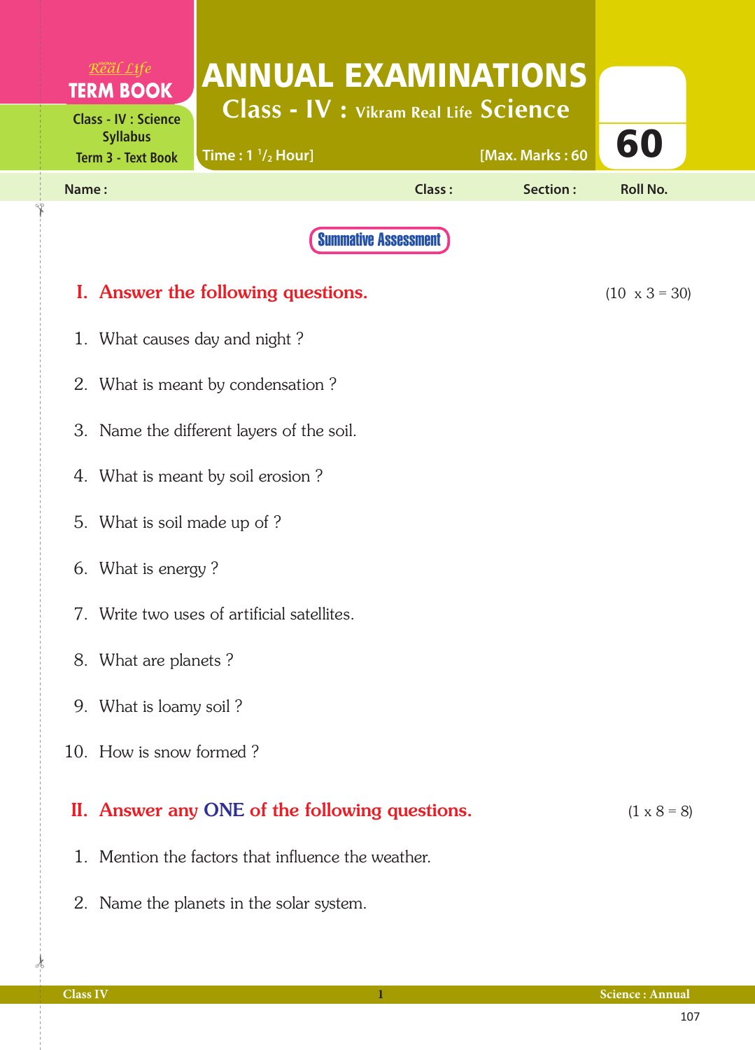Real Life
**TERM BOOK**

Class - IV : Science Syllabus
Term 3 - Text Book

# ANNUAL EXAMINATIONS

## Class - IV : Vikram Real Life Science

Time : 1 $^1/_2$ Hour] [Max. Marks : 60

60

Name : Class : Section : Roll No.

**Summative Assessment**

### I. Answer the following questions. (10 x 3 = 30)

1. What causes day and night ?
2. What is meant by condensation ?
3. Name the different layers of the soil.
4. What is meant by soil erosion ?
5. What is soil made up of ?
6. What is energy ?
7. Write two uses of artificial satellites.
8. What are planets ?
9. What is loamy soil ?
10. How is snow formed ?

### II. Answer any ONE of the following questions. (1 x 8 = 8)

1. Mention the factors that influence the weather.
2. Name the planets in the solar system.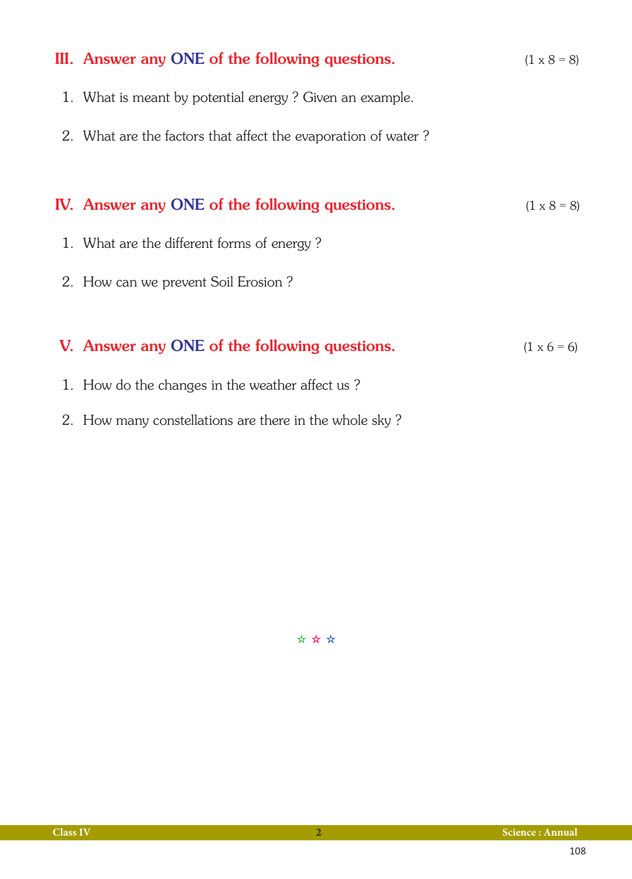## III. Answer any ONE of the following questions. (1 x 8 = 8)

1. What is meant by potential energy ? Given an example.
2. What are the factors that affect the evaporation of water ?

## IV. Answer any ONE of the following questions. (1 x 8 = 8)

1. What are the different forms of energy ?
2. How can we prevent Soil Erosion ?

## V. Answer any ONE of the following questions. (1 x 6 = 6)

1. How do the changes in the weather affect us ?
2. How many constellations are there in the whole sky ?

☆ ☆ ☆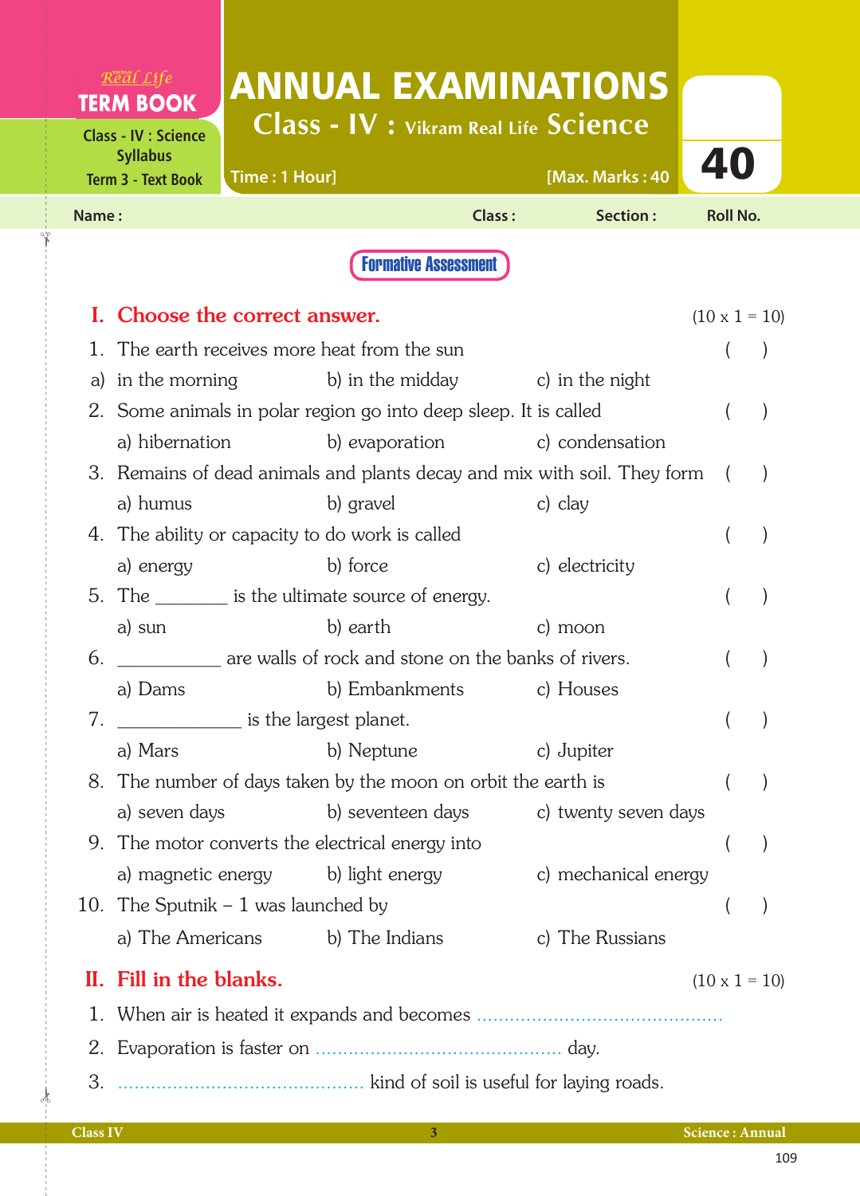Real Life
**TERM BOOK**

Class - IV : Science Syllabus
Term 3 - Text Book

# ANNUAL EXAMINATIONS

## Class - IV : Vikram Real Life Science

Time : 1 Hour] [Max. Marks : 40

**40**

Name : Class : Section : Roll No.

**Formative Assessment**

### I. Choose the correct answer. (10 x 1 = 10)

1. The earth receives more heat from the sun ( )
   a) in the morning b) in the midday c) in the night
2. Some animals in polar region go into deep sleep. It is called ( )
   a) hibernation b) evaporation c) condensation
3. Remains of dead animals and plants decay and mix with soil. They form ( )
   a) humus b) gravel c) clay
4. The ability or capacity to do work is called ( )
   a) energy b) force c) electricity
5. The _______ is the ultimate source of energy. ( )
   a) sun b) earth c) moon
6. __________ are walls of rock and stone on the banks of rivers. ( )
   a) Dams b) Embankments c) Houses
7. ____________ is the largest planet. ( )
   a) Mars b) Neptune c) Jupiter
8. The number of days taken by the moon on orbit the earth is ( )
   a) seven days b) seventeen days c) twenty seven days
9. The motor converts the electrical energy into ( )
   a) magnetic energy b) light energy c) mechanical energy
10. The Sputnik – 1 was launched by ( )
    a) The Americans b) The Indians c) The Russians

### II. Fill in the blanks. (10 x 1 = 10)

1. When air is heated it expands and becomes ..............................................
2. Evaporation is faster on .............................................. day.
3. .............................................. kind of soil is useful for laying roads.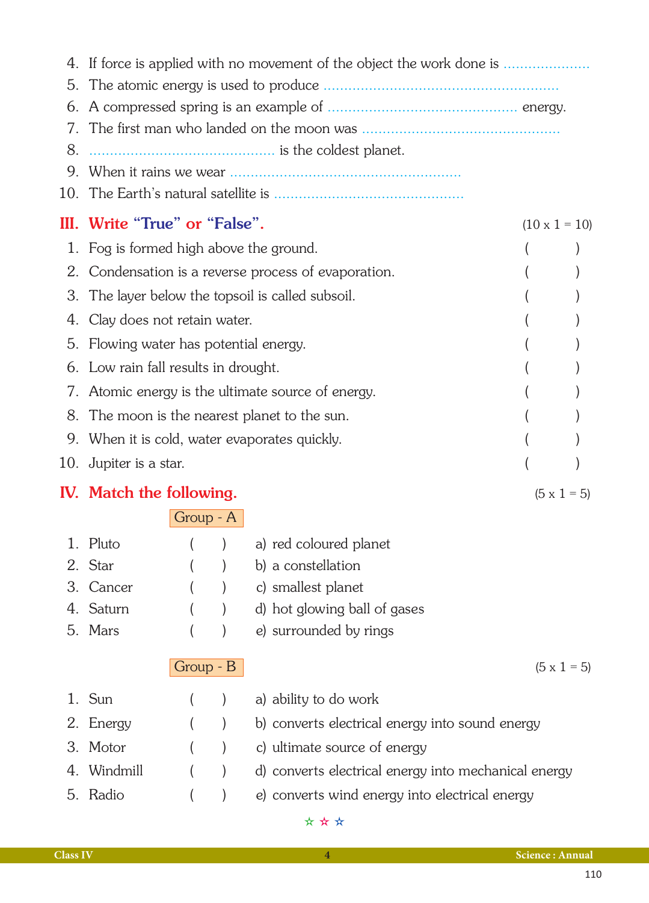4. If force is applied with no movement of the object the work done is ....................
5. The atomic energy is used to produce ........................................................
6. A compressed spring is an example of ............................................. energy.
7. The first man who landed on the moon was ................................................
8. ............................................ is the coldest planet.
9. When it rains we wear .......................................................
10. The Earth's natural satellite is .............................................

## III. Write "True" or "False". (10 x 1 = 10)

1. Fog is formed high above the ground. (      )
2. Condensation is a reverse process of evaporation. (      )
3. The layer below the topsoil is called subsoil. (      )
4. Clay does not retain water. (      )
5. Flowing water has potential energy. (      )
6. Low rain fall results in drought. (      )
7. Atomic energy is the ultimate source of energy. (      )
8. The moon is the nearest planet to the sun. (      )
9. When it is cold, water evaporates quickly. (      )
10. Jupiter is a star. (      )

## IV. Match the following. (5 x 1 = 5)

**Group - A**

| | | |
|---|---|---|
| 1. Pluto | (      ) | a) red coloured planet |
| 2. Star | (      ) | b) a constellation |
| 3. Cancer | (      ) | c) smallest planet |
| 4. Saturn | (      ) | d) hot glowing ball of gases |
| 5. Mars | (      ) | e) surrounded by rings |

**Group - B** (5 x 1 = 5)

| | | |
|---|---|---|
| 1. Sun | (      ) | a) ability to do work |
| 2. Energy | (      ) | b) converts electrical energy into sound energy |
| 3. Motor | (      ) | c) ultimate source of energy |
| 4. Windmill | (      ) | d) converts electrical energy into mechanical energy |
| 5. Radio | (      ) | e) converts wind energy into electrical energy |

☆ ☆ ☆